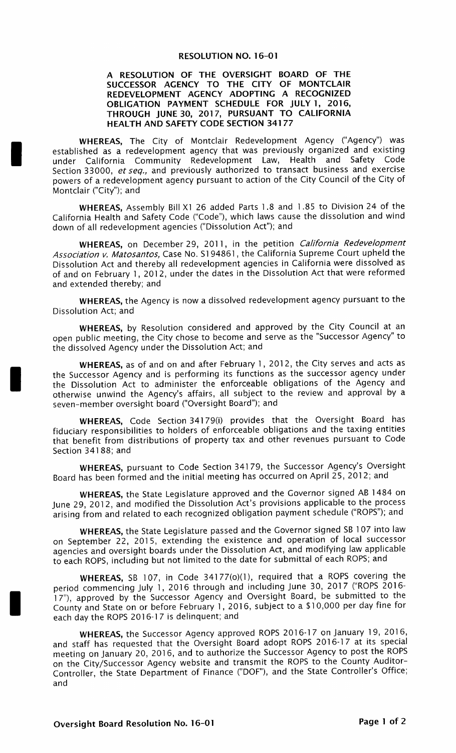# RESOLUTION NO. 16-01

## A RESOLUTION OF THE OVERSIGHT BOARD OF THE SUCCESSOR AGENCY TO THE CITY OF MONTCLAIR REDEVELOPMENT AGENCY ADOPTING A RECOGNIZED OBLIGATION PAYMENT SCHEDULE FOR JULY 1, 2016, THROUGH JUNE 30, 2017, PURSUANT TO CALIFORNIA HEALTH AND SAFETY CODE SECTION 34177

**WHEREAS,** The City of Montclair Redevelopment Agency ("Agency") was established as a redevelopment agency that was previously organized and existing under California Community Redevelopment Law, Health and Safety Code Section 33000, *et seq.,* and previously authorized to transact business and exercise powers of a redevelopment agency pursuant to action of the City Council of the City of Montclair ("City"); and

**WHEREAS,** Assembly Bill X1 26 added Parts 1.8 and 1.85 to Division 24 of the California Health and Safety Code ("Code"), which laws cause the dissolution and wind down of all redevelopment agencies ("Dissolution Act"); and

**WHEREAS,** on December 29, 2011, in the petition *California Redevelopment Association v. Matosantos,* Case No. S194861, the California Supreme Court upheld the Dissolution Act and thereby all redevelopment agencies in California were dissolved as of and on February 1, 2012, under the dates in the Dissolution Act that were reformed and extended thereby; and

**WHEREAS,** the Agency is now a dissolved redevelopment agency pursuant to the Dissolution Act; and

**WHEREAS,** by Resolution considered and approved by the City Council at an open public meeting, the City chose to become and serve as the "Successor Agency" to the dissolved Agency under the Dissolution Act; and

**WHEREAS,** as of and on and after February 1, 2012, the City serves and acts as the Successor Agency and is performing its functions as the successor agency under the Dissolution Act to administer the enforceable obligations of the Agency and otherwise unwind the Agency's affairs, all subject to the review and approval by a seven-member oversight board ("Oversight Board"); and

**WHEREAS,** Code Section 34179(i) provides that the Oversight Board has fiduciary responsibilities to holders of enforceable obligations and the taxing entities that benefit from distributions of property tax and other revenues pursuant to Code Section 34188; and

**WHEREAS,** pursuant to Code Section 34179, the Successor Agency's Oversight Board has been formed and the initial meeting has occurred on April 25, 2012; and

**WHEREAS,** the State Legislature approved and the Governor signed AB 1484 on June 29, 2012, and modified the Dissolution Act's provisions applicable to the process arising from and related to each recognized obligation payment schedule ("ROPS"); and

**WHEREAS,** the State Legislature passed and the Governor signed SB 107 into law on September 22, 2015, extending the existence and operation of local successor agencies and oversight boards under the Dissolution Act, and modifying law applicable to each ROPS, including but not limited to the date for submittal of each ROPS; and

**WHEREAS,** SB 107, in Code 34177(o)(1), required that a ROPS covering the period commencing July 1, 2016 through and including June 30, 2017 ("ROPS 2016-17"), approved by the Successor Agency and Oversight Board, be submitted to the County and State on or before February 1, 2016, subject to a $10,000 per day fine for each day the ROPS 2016-17 is delinquent; and

**WHEREAS,** the Successor Agency approved ROPS 2016-17 on January 19, 2016, and staff has requested that the Oversight Board adopt ROPS 2016-17 at its special meeting on January 20, 2016, and to authorize the Successor Agency to post the ROPS on the City/Successor Agency website and transmit the ROPS to the County Auditor-Controller, the State Department of Finance ("DOF"), and the State Controller's Office; and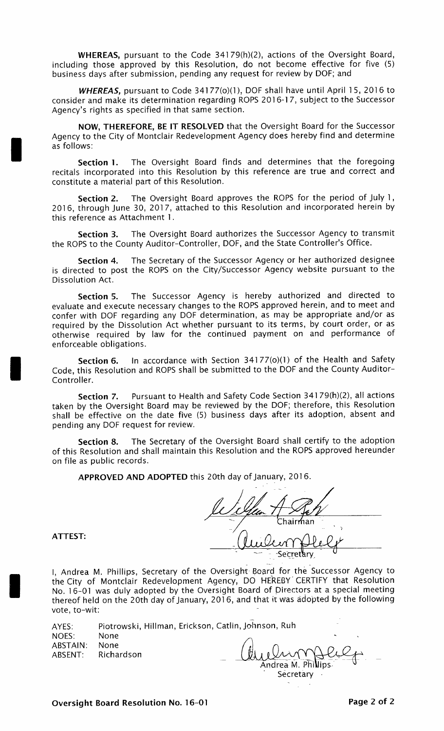**WHEREAS,** pursuant to the Code 34179(h)(2), actions of the Oversight Board, including those approved by this Resolution, do not become effective for five (5) business days after submission, pending any request for review by DOF; and

***WHEREAS,*** pursuant to Code 34177(o)(1), DOF shall have until April 15, 2016 to consider and make its determination regarding ROPS 2016-17, subject to the Successor Agency's rights as specified in that same section.

**NOW, THEREFORE, BE IT RESOLVED** that the Oversight Board for the Successor Agency to the City of Montclair Redevelopment Agency does hereby find and determine as follows:

**Section 1.** The Oversight Board finds and determines that the foregoing recitals incorporated into this Resolution by this reference are true and correct and constitute a material part of this Resolution.

**Section 2.** The Oversight Board approves the ROPS for the period of July 1, 2016, through June 30, 2017, attached to this Resolution and incorporated herein by this reference as Attachment 1.

**Section 3.** The Oversight Board authorizes the Successor Agency to transmit the ROPS to the County Auditor-Controller, DOF, and the State Controller's Office.

**Section 4.** The Secretary of the Successor Agency or her authorized designee is directed to post the ROPS on the City/Successor Agency website pursuant to the Dissolution Act.

**Section 5.** The Successor Agency is hereby authorized and directed to evaluate and execute necessary changes to the ROPS approved herein, and to meet and confer with DOF regarding any DOF determination, as may be appropriate and/or as required by the Dissolution Act whether pursuant to its terms, by court order, or as otherwise required by law for the continued payment on and performance of enforceable obligations.

**Section 6.** In accordance with Section 34177(o)(1) of the Health and Safety Code, this Resolution and ROPS shall be submitted to the DOF and the County Auditor-Controller.

**Section 7.** Pursuant to Health and Safety Code Section 34179(h)(2), all actions taken by the Oversight Board may be reviewed by the DOF; therefore, this Resolution shall be effective on the date five (5) business days after its adoption, absent and pending any DOF request for review.

**Section 8.** The Secretary of the Oversight Board shall certify to the adoption of this Resolution and shall maintain this Resolution and the ROPS approved hereunder on file as public records.

**APPROVED AND ADOPTED** this 20th day of January, 2016.

Chairman

**ATTEST:**

Secretary

I, Andrea M. Phillips, Secretary of the Oversight Board for the Successor Agency to the City of Montclair Redevelopment Agency, DO HEREBY CERTIFY that Resolution No. 16-01 was duly adopted by the Oversight Board of Directors at a special meeting thereof held on the 20th day of January, 2016, and that it was adopted by the following vote, to-wit:

AYES: Piotrowski, Hillman, Erickson, Catlin, Johnson, Ruh
NOES: None
ABSTAIN: None
ABSENT: Richardson

Andrea M. Phillips
Secretary

**Oversight Board Resolution No. 16-01**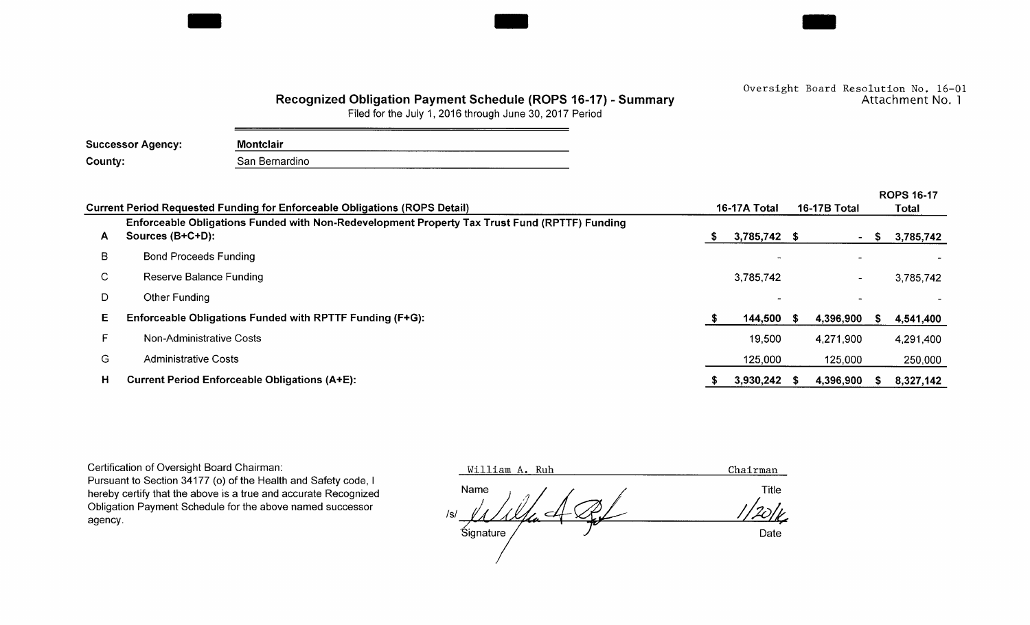Oversight Board Resolution No. 16-01
Attachment No. 1

## Recognized Obligation Payment Schedule (ROPS 16-17) - Summary

Filed for the July 1, 2016 through June 30, 2017 Period

**Successor Agency:** **Montclair**

**County:** San Bernardino

| | Current Period Requested Funding for Enforceable Obligations (ROPS Detail) | 16-17A Total | 16-17B Total | ROPS 16-17 Total |
|---|---|---|---|---|
| **A** | **Enforceable Obligations Funded with Non-Redevelopment Property Tax Trust Fund (RPTTF) Funding Sources (B+C+D):** | **$ 3,785,742** | **$ -** | **$ 3,785,742** |
| B | Bond Proceeds Funding | - | - | - |
| C | Reserve Balance Funding | 3,785,742 | - | 3,785,742 |
| D | Other Funding | - | - | - |
| **E** | **Enforceable Obligations Funded with RPTTF Funding (F+G):** | **$ 144,500** | **$ 4,396,900** | **$ 4,541,400** |
| F | Non-Administrative Costs | 19,500 | 4,271,900 | 4,291,400 |
| G | Administrative Costs | 125,000 | 125,000 | 250,000 |
| **H** | **Current Period Enforceable Obligations (A+E):** | **$ 3,930,242** | **$ 4,396,900** | **$ 8,327,142** |

Certification of Oversight Board Chairman:
Pursuant to Section 34177 (o) of the Health and Safety code, I hereby certify that the above is a true and accurate Recognized Obligation Payment Schedule for the above named successor agency.

William A. Ruh — Chairman
Name — Title

/s/ [signature] — 1/20/16
Signature — Date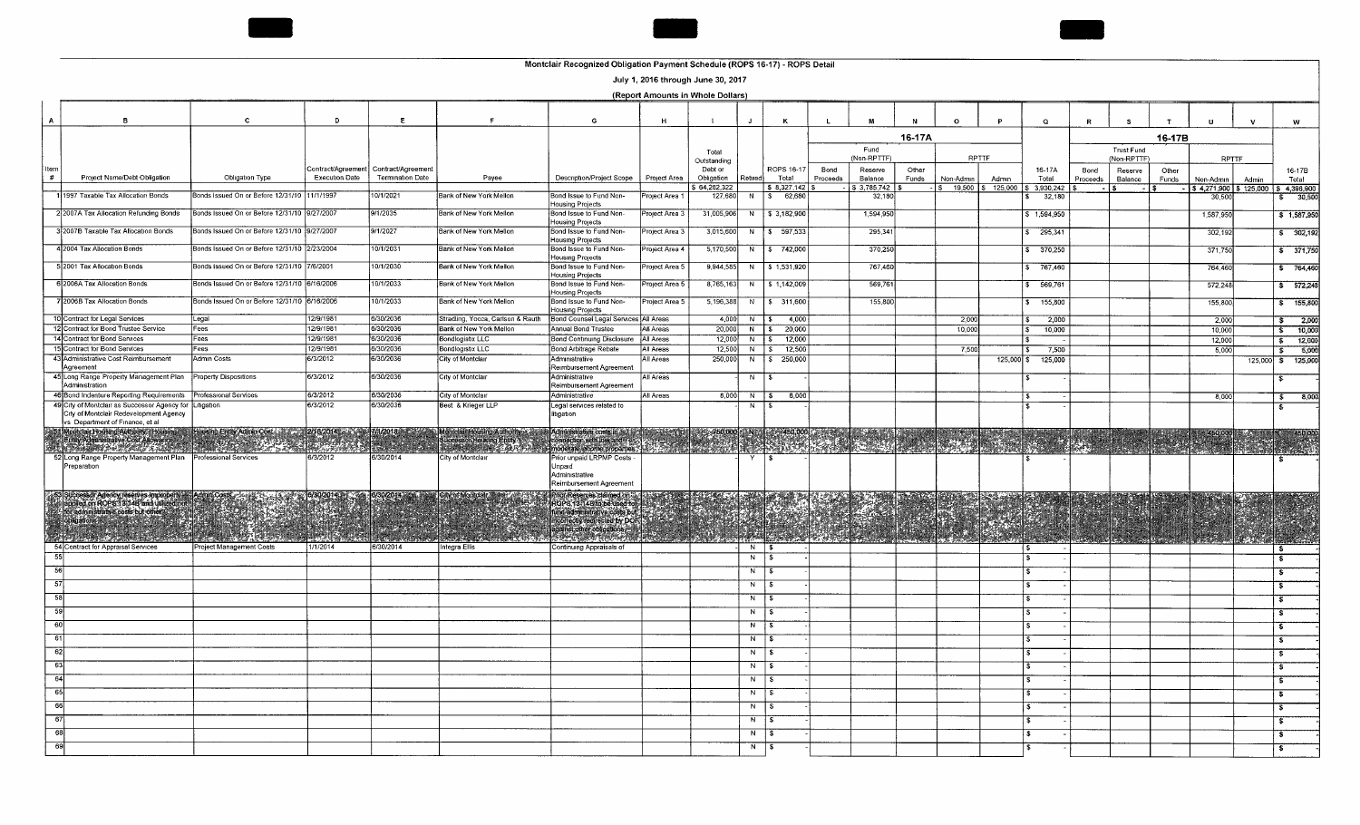# Montclair Recognized Obligation Payment Schedule (ROPS 16-17) - ROPS Detail

## July 1, 2016 through June 30, 2017

### (Report Amounts in Whole Dollars)

| A | B | C | D | E | F | G | H | I | J | K | L | M | N | O | P | Q | R | S | T | U | V | W |
|---|---|---|---|---|---|---|---|---|---|---|---|---|---|---|---|---|---|---|---|---|---|---|
| | | | | | | | | | | | 16-17A | | | | | | 16-17B | | | | | |
| | | | | | | | | | | | | Fund (Non-RPTTF) | | RPTTF | | | | Trust Fund (Non-RPTTF) | | RPTTF | | |
| Item # | Project Name/Debt Obligation | Obligation Type | Contract/Agreement Execution Date | Contract/Agreement Termination Date | Payee | Description/Project Scope | Project Area | Total Outstanding Debt or Obligation | Retired | ROPS 16-17 Total | Bond Proceeds | Reserve Balance | Other Funds | Non-Admin | Admin | 16-17A Total | Bond Proceeds | Reserve Balance | Other Funds | Non-Admin | Admin | 16-17B Total |
| | | | | | | | | $ 64,262,322 | | $ 8,327,142 | $ - | $ 3,785,742 | $ - | $ 19,500 | $ 125,000 | $ 3,930,242 | $ - | $ - | $ - | $ 4,271,900 | $ 125,000 | $ 4,396,900 |
| 1 | 1997 Taxable Tax Allocation Bonds | Bonds Issued On or Before 12/31/10 | 11/1/1997 | 10/1/2021 | Bank of New York Mellon | Bond Issue to Fund Non-Housing Projects | Project Area 1 | 127,680 | N | $ 62,680 | | 32,180 | | | | $ 32,180 | | | | 30,500 | | $ 30,500 |
| 2 | 2007A Tax Allocation Refunding Bonds | Bonds Issued On or Before 12/31/10 | 9/27/2007 | 9/1/2035 | Bank of New York Mellon | Bond Issue to Fund Non-Housing Projects | Project Area 3 | 31,005,906 | N | $ 3,182,900 | | 1,594,950 | | | | $ 1,594,950 | | | | 1,587,950 | | $ 1,587,950 |
| 3 | 2007B Taxable Tax Allocation Bonds | Bonds Issued On or Before 12/31/10 | 9/27/2007 | 9/1/2027 | Bank of New York Mellon | Bond Issue to Fund Non-Housing Projects | Project Area 3 | 3,015,600 | N | $ 597,533 | | 295,341 | | | | $ 295,341 | | | | 302,192 | | $ 302,192 |
| 4 | 2004 Tax Allocation Bonds | Bonds Issued On or Before 12/31/10 | 2/23/2004 | 10/1/2031 | Bank of New York Mellon | Bond Issue to Fund Non-Housing Projects | Project Area 4 | 5,170,500 | N | $ 742,000 | | 370,250 | | | | $ 370,250 | | | | 371,750 | | $ 371,750 |
| 5 | 2001 Tax Allocation Bonds | Bonds Issued On or Before 12/31/10 | 7/6/2001 | 10/1/2030 | Bank of New York Mellon | Bond Issue to Fund Non-Housing Projects | Project Area 5 | 9,944,585 | N | $ 1,531,920 | | 767,460 | | | | $ 767,460 | | | | 764,460 | | $ 764,460 |
| 6 | 2006A Tax Allocation Bonds | Bonds Issued On or Before 12/31/10 | 6/16/2006 | 10/1/2033 | Bank of New York Mellon | Bond Issue to Fund Non-Housing Projects | Project Area 5 | 8,765,163 | N | $ 1,142,009 | | 569,761 | | | | $ 569,761 | | | | 572,248 | | $ 572,248 |
| 7 | 2006B Tax Allocation Bonds | Bonds Issued On or Before 12/31/10 | 6/16/2006 | 10/1/2033 | Bank of New York Mellon | Bond Issue to Fund Non-Housing Projects | Project Area 5 | 5,196,388 | N | $ 311,600 | | 155,800 | | | | $ 155,800 | | | | 155,800 | | $ 155,800 |
| 10 | Contract for Legal Services | Legal | 12/9/1981 | 6/30/2036 | Stradling, Yocca, Carlson & Rauth | Bond Counsel Legal Services | All Areas | 4,000 | N | $ 4,000 | | | | 2,000 | | $ 2,000 | | | | 2,000 | | $ 2,000 |
| 12 | Contract for Bond Trustee Service | Fees | 12/9/1981 | 6/30/2036 | Bank of New York Mellon | Annual Bond Trustee | All Areas | 20,000 | N | $ 20,000 | | | | 10,000 | | $ 10,000 | | | | 10,000 | | $ 10,000 |
| 14 | Contract for Bond Services | Fees | 12/9/1981 | 6/30/2036 | Bondlogistx LLC | Bond Continuing Disclosure | All Areas | 12,000 | N | $ 12,000 | | | | | | $ - | | | | 12,000 | | $ 12,000 |
| 15 | Contract for Bond Services | Fees | 12/9/1981 | 6/30/2036 | Bondlogistx LLC | Bond Arbitrage Rebate | All Areas | 12,500 | N | $ 12,500 | | | | 7,500 | | $ 7,500 | | | | 5,000 | | $ 5,000 |
| 43 | Administrative Cost Reimbursement Agreement | Admin Costs | 6/3/2012 | 6/30/2036 | City of Montclair | Administrative Reimbursement Agreement | All Areas | 250,000 | N | $ 250,000 | | | | | 125,000 | $ 125,000 | | | | | 125,000 | $ 125,000 |
| 45 | Long Range Property Management Plan Administration | Property Dispositions | 6/3/2012 | 6/30/2036 | City of Montclair | Administrative Reimbursement Agreement | All Areas | | N | $ - | | | | | | $ - | | | | | | $ - |
| 46 | Bond Indenture Reporting Requirements | Professional Services | 6/3/2012 | 6/30/2036 | City of Montclair | Administrative | All Areas | 8,000 | N | $ 8,000 | | | | | | $ - | | | | 8,000 | | $ 8,000 |
| 49 | City of Montclair as Successor Agency for City of Montclair Redevelopment Agency vs Department of Finance, et al | Litigation | 6/3/2012 | 6/30/2036 | Best & Krieger LLP | Legal services related to litigation | | | N | $ - | | | | | | $ - | | | | | | $ - |
| 51 | Montclair Housing Authority Housing Entity Administrative Cost Allowance | Housing Entity Admin Cost | 2/18/2014 | 7/1/2018 | Montclair Housing Authority Successor Housing Entity | Administrative costs in connection with low and moderate income properties | | 250,000 | N | 450,000 | | | | | | | | | | 450,000 | | 450,000 |
| 52 | Long Range Property Management Plan Preparation | Professional Services | 6/3/2012 | 6/30/2014 | City of Montclair | Prior unpaid LRPMP Costs - Unpaid Administrative Reimbursement Agreement | | | Y | $ - | | | | | | $ - | | | | | | $ - |
| 53 | Successor Agency reserves improperly applied on ROPS 13-14B and utilized for administrative costs but other obligations | Admin Costs | 6/30/2014 | 6/30/2014 | City of Montclair | Prior Reserves claimed on ROPS 13-14B to be used to fund administrative costs but incorrectly redirected by DOF against other obligations | | | | | | | | | | | | | | | | |
| 54 | Contract for Appraisal Services | Project Management Costs | 1/1/2014 | 6/30/2014 | Integra Ellis | Continuing Appraisals of | | | N | $ - | | | | | | $ - | | | | | | $ - |
| 55 | | | | | | | | | N | $ - | | | | | | $ - | | | | | | $ - |
| 56 | | | | | | | | | N | $ - | | | | | | $ - | | | | | | $ - |
| 57 | | | | | | | | | N | $ - | | | | | | $ - | | | | | | $ - |
| 58 | | | | | | | | | N | $ - | | | | | | $ - | | | | | | $ - |
| 59 | | | | | | | | | N | $ - | | | | | | $ - | | | | | | $ - |
| 60 | | | | | | | | | N | $ - | | | | | | $ - | | | | | | $ - |
| 61 | | | | | | | | | N | $ - | | | | | | $ - | | | | | | $ - |
| 62 | | | | | | | | | N | $ - | | | | | | $ - | | | | | | $ - |
| 63 | | | | | | | | | N | $ - | | | | | | $ - | | | | | | $ - |
| 64 | | | | | | | | | N | $ - | | | | | | $ - | | | | | | $ - |
| 65 | | | | | | | | | N | $ - | | | | | | $ - | | | | | | $ - |
| 66 | | | | | | | | | N | $ - | | | | | | $ - | | | | | | $ - |
| 67 | | | | | | | | | N | $ - | | | | | | $ - | | | | | | $ - |
| 68 | | | | | | | | | N | $ - | | | | | | $ - | | | | | | $ - |
| 69 | | | | | | | | | N | $ - | | | | | | $ - | | | | | | $ - |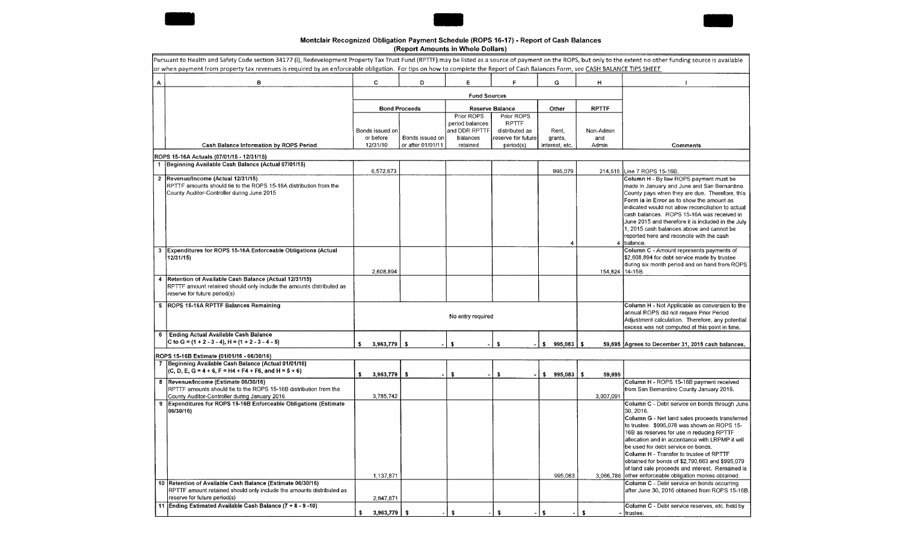# Montclair Recognized Obligation Payment Schedule (ROPS 16-17) - Report of Cash Balances

(Report Amounts in Whole Dollars)

Pursuant to Health and Safety Code section 34177 (l), Redevelopment Property Tax Trust Fund (RPTTF) may be listed as a source of payment on the ROPS, but only to the extent no other funding source is available or when payment from property tax revenues is required by an enforceable obligation. For tips on how to complete the Report of Cash Balances Form, see CASH BALANCE TIPS SHEET.

| A | B | C | D | E | F | G | H | I |
|---|---|---|---|---|---|---|---|---|
| | | Fund Sources | | | | | | |
| | | Bond Proceeds | | Reserve Balance | | Other | RPTTF | |
| | Cash Balance Information by ROPS Period | Bonds issued on or before 12/31/10 | Bonds issued on or after 01/01/11 | Prior ROPS period balances and DDR RPTTF balances retained | Prior ROPS RPTTF distributed as reserve for future period(s) | Rent, grants, interest, etc. | Non-Admin and Admin | Comments |
| | **ROPS 15-16A Actuals (07/01/15 - 12/31/15)** | | | | | | | |
| 1 | Beginning Available Cash Balance (Actual 07/01/15) | 6,572,673 | | | | 995,079 | 214,515 | Line 7 ROPS 15-16B. |
| 2 | Revenue/Income (Actual 12/31/15)<br>RPTTF amounts should tie to the ROPS 15-16A distribution from the County Auditor-Controller during June 2015 | | | | | 4 | 4 | Column H - By law ROPS payment must be made in January and June and San Bernardino County pays when they are due. Therefore, this Form is in Error as to show the amount as indicated would not allow reconciliation to actual cash balances. ROPS 15-16A was received in June 2015 and therefore it is included in the July 1, 2015 cash balances above and cannot be reported here and reconcile with the cash balance. |
| 3 | Expenditures for ROPS 15-16A Enforceable Obligations (Actual 12/31/15) | 2,608,894 | | | | | 154,824 | Column C - Amount represents payments of $2,608,894 for debt service made by trustee during six month period and on hand from ROPS 14-15B. |
| 4 | Retention of Available Cash Balance (Actual 12/31/15)<br>RPTTF amount retained should only include the amounts distributed as reserve for future period(s) | | | | | | | |
| 5 | ROPS 15-16A RPTTF Balances Remaining | | | No entry required | | | | Column H - Not Applicable as conversion to the annual ROPS did not require Prior Period Adjustment calculation. Therefore, any potential excess was not computed at this point in time. |
| 6 | Ending Actual Available Cash Balance<br>C to G = (1 + 2 - 3 - 4), H = (1 + 2 - 3 - 4 - 5) | $ 3,963,779 | $ - | $ - | $ - | $ 995,083 | $ 59,695 | Agrees to December 31, 2015 cash balances. |
| | **ROPS 15-16B Estimate (01/01/16 - 06/30/16)** | | | | | | | |
| 7 | Beginning Available Cash Balance (Actual 01/01/16)<br>(C, D, E, G = 4 + 6, F = H4 + F4 + F6, and H = 5 + 6) | $ 3,963,779 | $ - | $ - | $ - | $ 995,083 | $ 59,695 | |
| 8 | Revenue/Income (Estimate 06/30/16)<br>RPTTF amounts should tie to the ROPS 15-16B distribution from the County Auditor-Controller during January 2016 | 3,785,742 | | | | | 3,007,091 | Column H - ROPS 15-16B payment received from San Bernardino County January 2016. |
| 9 | Expenditures for ROPS 15-16B Enforceable Obligations (Estimate 06/30/16) | 1,137,871 | | | | 995,083 | 3,066,786 | Column C - Debt service on bonds through June 30, 2016.<br>Column G - Net land sales proceeds transferred to trustee. $995,078 was shown on ROPS 15-16B as reserves for use in reducing RPTTF allocation and in accordance with LRPMP it will be used for debt service on bonds.<br>Column H - Transfer to trustee of RPTTF obtained for bonds of $2,790,663 and $995,079 of land sale proceeds and interest. Remained is other enforceable obligation monies obtained. |
| 10 | Retention of Available Cash Balance (Estimate 06/30/16)<br>RPTTF amount retained should only include the amounts distributed as reserve for future period(s) | 2,647,871 | | | | | | Column C - Debt service on bonds occurring after June 30, 2016 obtained from ROPS 15-16B. |
| 11 | Ending Estimated Available Cash Balance (7 + 8 - 9 -10) | $ 3,963,779 | $ - | $ - | $ - | $ - | $ - | Column C - Debt service reserves, etc. held by trustee. |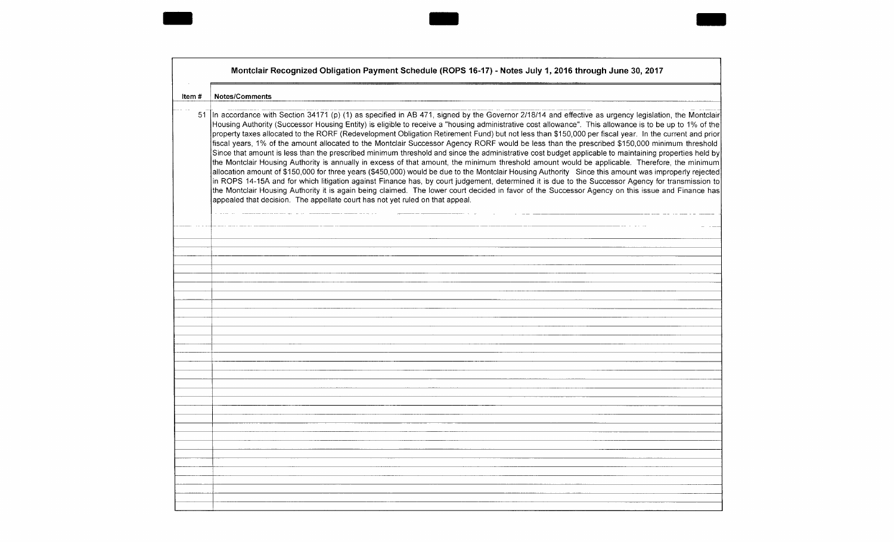# Montclair Recognized Obligation Payment Schedule (ROPS 16-17) - Notes July 1, 2016 through June 30, 2017

| Item # | Notes/Comments |
| --- | --- |
| 51 | In accordance with Section 34171 (p) (1) as specified in AB 471, signed by the Governor 2/18/14 and effective as urgency legislation, the Montclair Housing Authority (Successor Housing Entity) is eligible to receive a "housing administrative cost allowance". This allowance is to be up to 1% of the property taxes allocated to the RORF (Redevelopment Obligation Retirement Fund) but not less than $150,000 per fiscal year. In the current and prior fiscal years, 1% of the amount allocated to the Montclair Successor Agency RORF would be less than the prescribed $150,000 minimum threshold. Since that amount is less than the prescribed minimum threshold and since the administrative cost budget applicable to maintaining properties held by the Montclair Housing Authority is annually in excess of that amount, the minimum threshold amount would be applicable. Therefore, the minimum allocation amount of $150,000 for three years ($450,000) would be due to the Montclair Housing Authority Since this amount was improperly rejected in ROPS 14-15A and for which litigation against Finance has, by court judgement, determined it is due to the Successor Agency for transmission to the Montclair Housing Authority it is again being claimed. The lower court decided in favor of the Successor Agency on this issue and Finance has appealed that decision. The appellate court has not yet ruled on that appeal. |